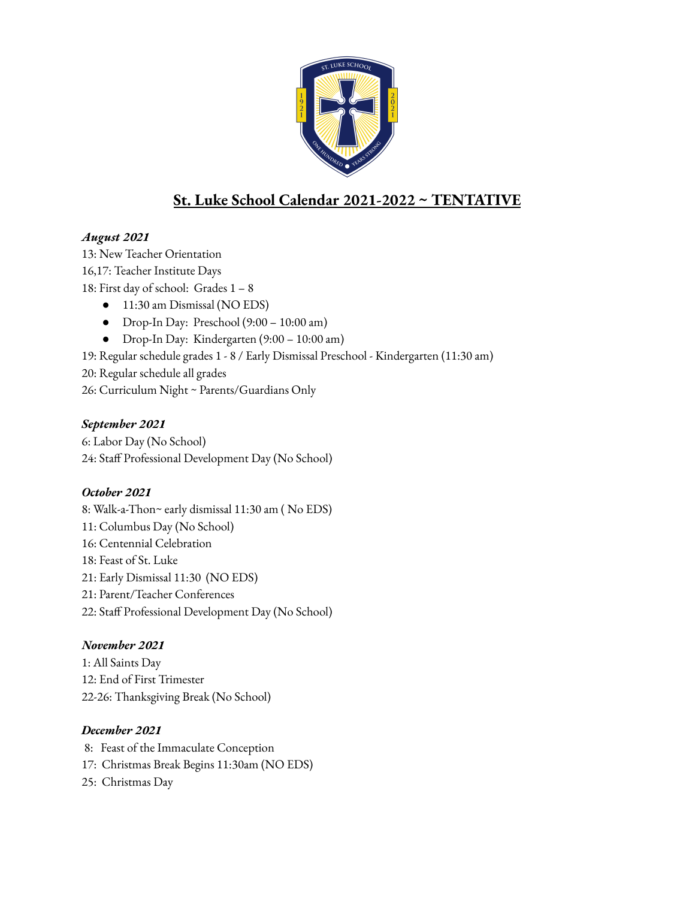# St. Luke School Calendar 2021-2022 ~ TENTATIVE

***August 2021***

13: New Teacher Orientation
16,17: Teacher Institute Days
18: First day of school: Grades 1 – 8

- 11:30 am Dismissal (NO EDS)
- Drop-In Day: Preschool (9:00 – 10:00 am)
- Drop-In Day: Kindergarten (9:00 – 10:00 am)

19: Regular schedule grades 1 - 8 / Early Dismissal Preschool - Kindergarten (11:30 am)
20: Regular schedule all grades
26: Curriculum Night ~ Parents/Guardians Only

***September 2021***

6: Labor Day (No School)
24: Staff Professional Development Day (No School)

***October 2021***

8: Walk-a-Thon~ early dismissal 11:30 am ( No EDS)
11: Columbus Day (No School)
16: Centennial Celebration
18: Feast of St. Luke
21: Early Dismissal 11:30 (NO EDS)
21: Parent/Teacher Conferences
22: Staff Professional Development Day (No School)

***November 2021***

1: All Saints Day
12: End of First Trimester
22-26: Thanksgiving Break (No School)

***December 2021***

8: Feast of the Immaculate Conception
17: Christmas Break Begins 11:30am (NO EDS)
25: Christmas Day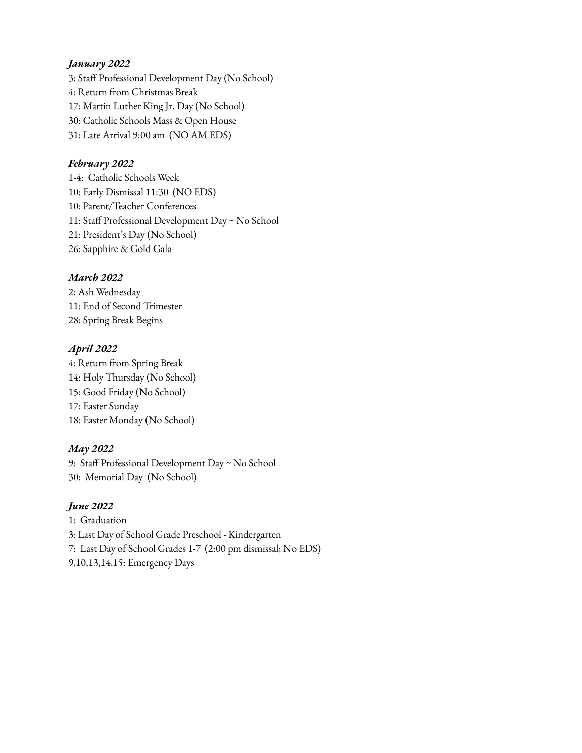***January 2022***

3: Staff Professional Development Day (No School)
4: Return from Christmas Break
17: Martin Luther King Jr. Day (No School)
30: Catholic Schools Mass & Open House
31: Late Arrival 9:00 am (NO AM EDS)

***February 2022***

1-4: Catholic Schools Week
10: Early Dismissal 11:30 (NO EDS)
10: Parent/Teacher Conferences
11: Staff Professional Development Day ~ No School
21: President's Day (No School)
26: Sapphire & Gold Gala

***March 2022***

2: Ash Wednesday
11: End of Second Trimester
28: Spring Break Begins

***April 2022***

4: Return from Spring Break
14: Holy Thursday (No School)
15: Good Friday (No School)
17: Easter Sunday
18: Easter Monday (No School)

***May 2022***

9: Staff Professional Development Day ~ No School
30: Memorial Day (No School)

***June 2022***

1: Graduation
3: Last Day of School Grade Preschool - Kindergarten
7: Last Day of School Grades 1-7 (2:00 pm dismissal; No EDS)
9,10,13,14,15: Emergency Days